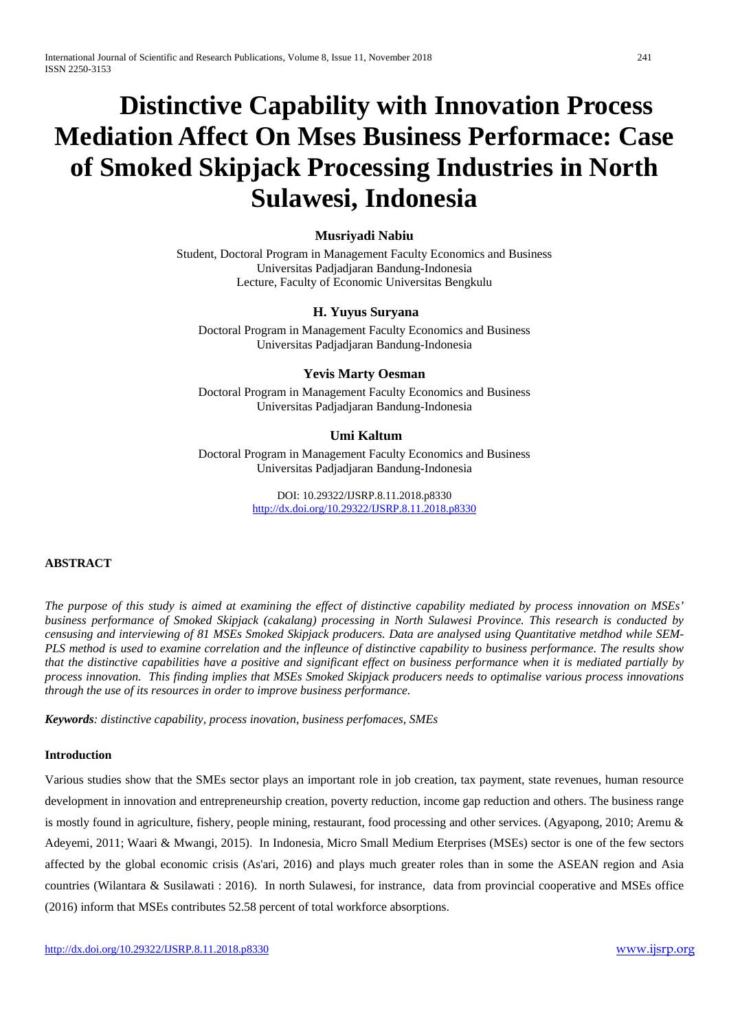# Distinctive Capability with Innovation Process Mediation Affect On Mses Business Performace: Case of Smoked Skipjack Processing Industries in North Sulawesi, Indonesia

**Musriyadi Nabiu**

Student, Doctoral Program in Management Faculty Economics and Business
Universitas Padjadjaran Bandung-Indonesia
Lecture, Faculty of Economic Universitas Bengkulu

**H. Yuyus Suryana**

Doctoral Program in Management Faculty Economics and Business
Universitas Padjadjaran Bandung-Indonesia

**Yevis Marty Oesman**

Doctoral Program in Management Faculty Economics and Business
Universitas Padjadjaran Bandung-Indonesia

**Umi Kaltum**

Doctoral Program in Management Faculty Economics and Business
Universitas Padjadjaran Bandung-Indonesia

DOI: 10.29322/IJSRP.8.11.2018.p8330
http://dx.doi.org/10.29322/IJSRP.8.11.2018.p8330

**ABSTRACT**

*The purpose of this study is aimed at examining the effect of distinctive capability mediated by process innovation on MSEs' business performance of Smoked Skipjack (cakalang) processing in North Sulawesi Province. This research is conducted by censusing and interviewing of 81 MSEs Smoked Skipjack producers. Data are analysed using Quantitative metdhod while SEM-PLS method is used to examine correlation and the infleunce of distinctive capability to business performance. The results show that the distinctive capabilities have a positive and significant effect on business performance when it is mediated partially by process innovation. This finding implies that MSEs Smoked Skipjack producers needs to optimalise various process innovations through the use of its resources in order to improve business performance.*

***Keywords**: distinctive capability, process inovation, business perfomaces, SMEs*

**Introduction**

Various studies show that the SMEs sector plays an important role in job creation, tax payment, state revenues, human resource development in innovation and entrepreneurship creation, poverty reduction, income gap reduction and others. The business range is mostly found in agriculture, fishery, people mining, restaurant, food processing and other services. (Agyapong, 2010; Aremu & Adeyemi, 2011; Waari & Mwangi, 2015). In Indonesia, Micro Small Medium Eterprises (MSEs) sector is one of the few sectors affected by the global economic crisis (As'ari, 2016) and plays much greater roles than in some the ASEAN region and Asia countries (Wilantara & Susilawati : 2016). In north Sulawesi, for instrance, data from provincial cooperative and MSEs office (2016) inform that MSEs contributes 52.58 percent of total workforce absorptions.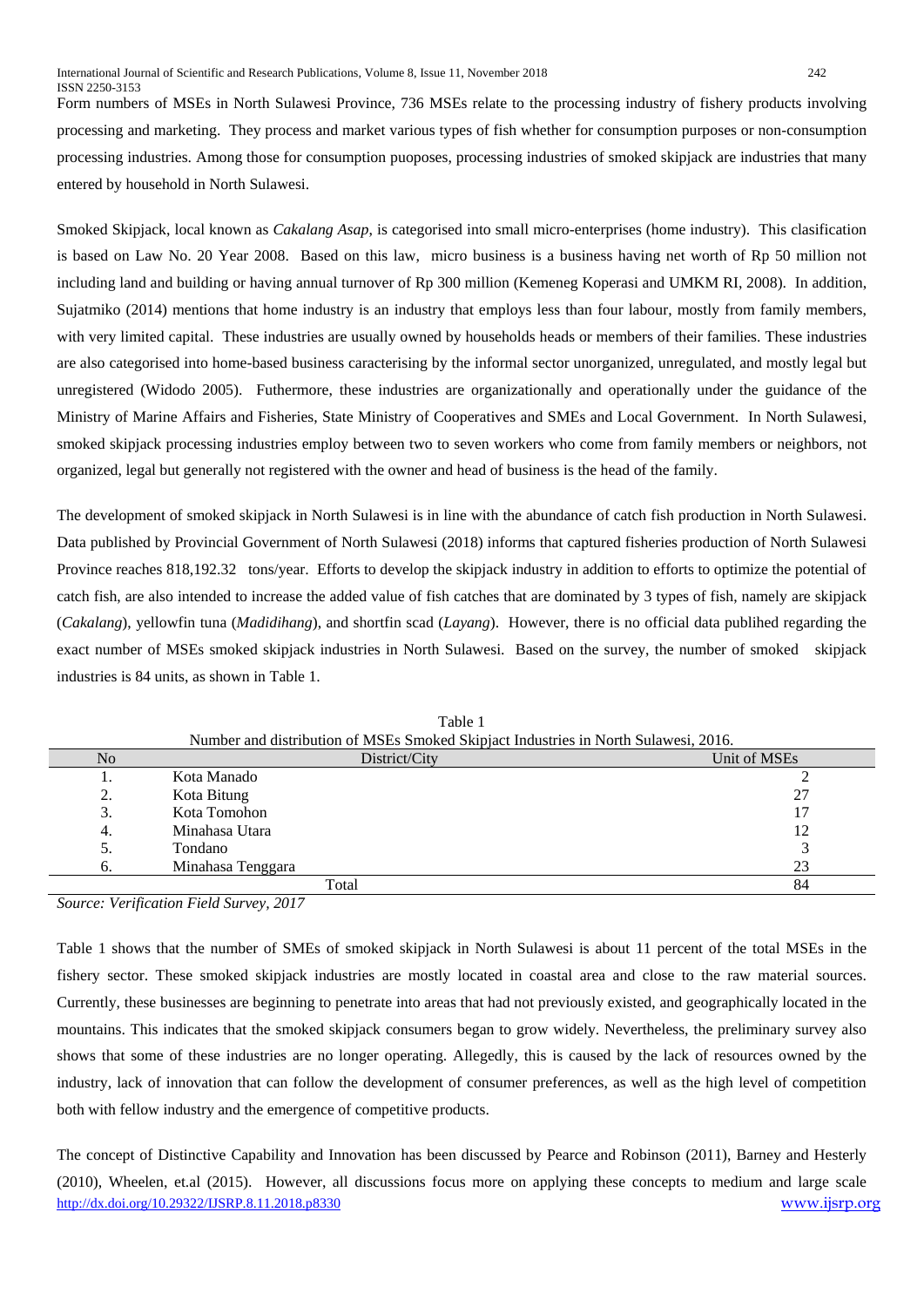Form numbers of MSEs in North Sulawesi Province, 736 MSEs relate to the processing industry of fishery products involving processing and marketing. They process and market various types of fish whether for consumption purposes or non-consumption processing industries. Among those for consumption puoposes, processing industries of smoked skipjack are industries that many entered by household in North Sulawesi.

Smoked Skipjack, local known as *Cakalang Asap*, is categorised into small micro-enterprises (home industry). This clasification is based on Law No. 20 Year 2008. Based on this law, micro business is a business having net worth of Rp 50 million not including land and building or having annual turnover of Rp 300 million (Kemeneg Koperasi and UMKM RI, 2008). In addition, Sujatmiko (2014) mentions that home industry is an industry that employs less than four labour, mostly from family members, with very limited capital. These industries are usually owned by households heads or members of their families. These industries are also categorised into home-based business caracterising by the informal sector unorganized, unregulated, and mostly legal but unregistered (Widodo 2005). Futhermore, these industries are organizationally and operationally under the guidance of the Ministry of Marine Affairs and Fisheries, State Ministry of Cooperatives and SMEs and Local Government. In North Sulawesi, smoked skipjack processing industries employ between two to seven workers who come from family members or neighbors, not organized, legal but generally not registered with the owner and head of business is the head of the family.

The development of smoked skipjack in North Sulawesi is in line with the abundance of catch fish production in North Sulawesi. Data published by Provincial Government of North Sulawesi (2018) informs that captured fisheries production of North Sulawesi Province reaches 818,192.32 tons/year. Efforts to develop the skipjack industry in addition to efforts to optimize the potential of catch fish, are also intended to increase the added value of fish catches that are dominated by 3 types of fish, namely are skipjack (*Cakalang*), yellowfin tuna (*Madidihang*), and shortfin scad (*Layang*). However, there is no official data publihed regarding the exact number of MSEs smoked skipjack industries in North Sulawesi. Based on the survey, the number of smoked skipjack industries is 84 units, as shown in Table 1.

Table 1

Number and distribution of MSEs Smoked Skipjact Industries in North Sulawesi, 2016.

| No | District/City | Unit of MSEs |
|---|---|---|
| 1. | Kota Manado | 2 |
| 2. | Kota Bitung | 27 |
| 3. | Kota Tomohon | 17 |
| 4. | Minahasa Utara | 12 |
| 5. | Tondano | 3 |
| 6. | Minahasa Tenggara | 23 |
| | Total | 84 |

*Source: Verification Field Survey, 2017*

Table 1 shows that the number of SMEs of smoked skipjack in North Sulawesi is about 11 percent of the total MSEs in the fishery sector. These smoked skipjack industries are mostly located in coastal area and close to the raw material sources. Currently, these businesses are beginning to penetrate into areas that had not previously existed, and geographically located in the mountains. This indicates that the smoked skipjack consumers began to grow widely. Nevertheless, the preliminary survey also shows that some of these industries are no longer operating. Allegedly, this is caused by the lack of resources owned by the industry, lack of innovation that can follow the development of consumer preferences, as well as the high level of competition both with fellow industry and the emergence of competitive products.

The concept of Distinctive Capability and Innovation has been discussed by Pearce and Robinson (2011), Barney and Hesterly (2010), Wheelen, et.al (2015). However, all discussions focus more on applying these concepts to medium and large scale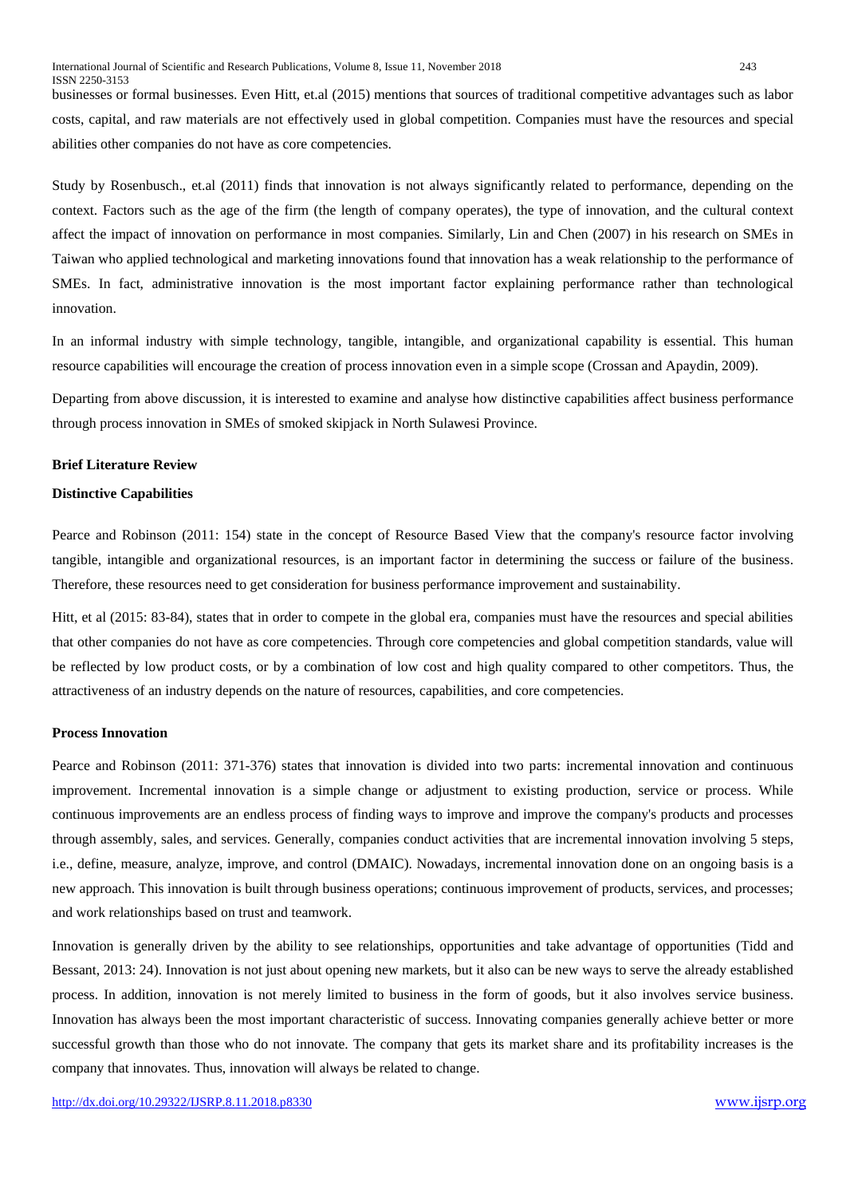businesses or formal businesses. Even Hitt, et.al (2015) mentions that sources of traditional competitive advantages such as labor costs, capital, and raw materials are not effectively used in global competition. Companies must have the resources and special abilities other companies do not have as core competencies.

Study by Rosenbusch., et.al (2011) finds that innovation is not always significantly related to performance, depending on the context. Factors such as the age of the firm (the length of company operates), the type of innovation, and the cultural context affect the impact of innovation on performance in most companies. Similarly, Lin and Chen (2007) in his research on SMEs in Taiwan who applied technological and marketing innovations found that innovation has a weak relationship to the performance of SMEs. In fact, administrative innovation is the most important factor explaining performance rather than technological innovation.

In an informal industry with simple technology, tangible, intangible, and organizational capability is essential. This human resource capabilities will encourage the creation of process innovation even in a simple scope (Crossan and Apaydin, 2009).

Departing from above discussion, it is interested to examine and analyse how distinctive capabilities affect business performance through process innovation in SMEs of smoked skipjack in North Sulawesi Province.

## Brief Literature Review

### Distinctive Capabilities

Pearce and Robinson (2011: 154) state in the concept of Resource Based View that the company's resource factor involving tangible, intangible and organizational resources, is an important factor in determining the success or failure of the business. Therefore, these resources need to get consideration for business performance improvement and sustainability.

Hitt, et al (2015: 83-84), states that in order to compete in the global era, companies must have the resources and special abilities that other companies do not have as core competencies. Through core competencies and global competition standards, value will be reflected by low product costs, or by a combination of low cost and high quality compared to other competitors. Thus, the attractiveness of an industry depends on the nature of resources, capabilities, and core competencies.

### Process Innovation

Pearce and Robinson (2011: 371-376) states that innovation is divided into two parts: incremental innovation and continuous improvement. Incremental innovation is a simple change or adjustment to existing production, service or process. While continuous improvements are an endless process of finding ways to improve and improve the company's products and processes through assembly, sales, and services. Generally, companies conduct activities that are incremental innovation involving 5 steps, i.e., define, measure, analyze, improve, and control (DMAIC). Nowadays, incremental innovation done on an ongoing basis is a new approach. This innovation is built through business operations; continuous improvement of products, services, and processes; and work relationships based on trust and teamwork.

Innovation is generally driven by the ability to see relationships, opportunities and take advantage of opportunities (Tidd and Bessant, 2013: 24). Innovation is not just about opening new markets, but it also can be new ways to serve the already established process. In addition, innovation is not merely limited to business in the form of goods, but it also involves service business. Innovation has always been the most important characteristic of success. Innovating companies generally achieve better or more successful growth than those who do not innovate. The company that gets its market share and its profitability increases is the company that innovates. Thus, innovation will always be related to change.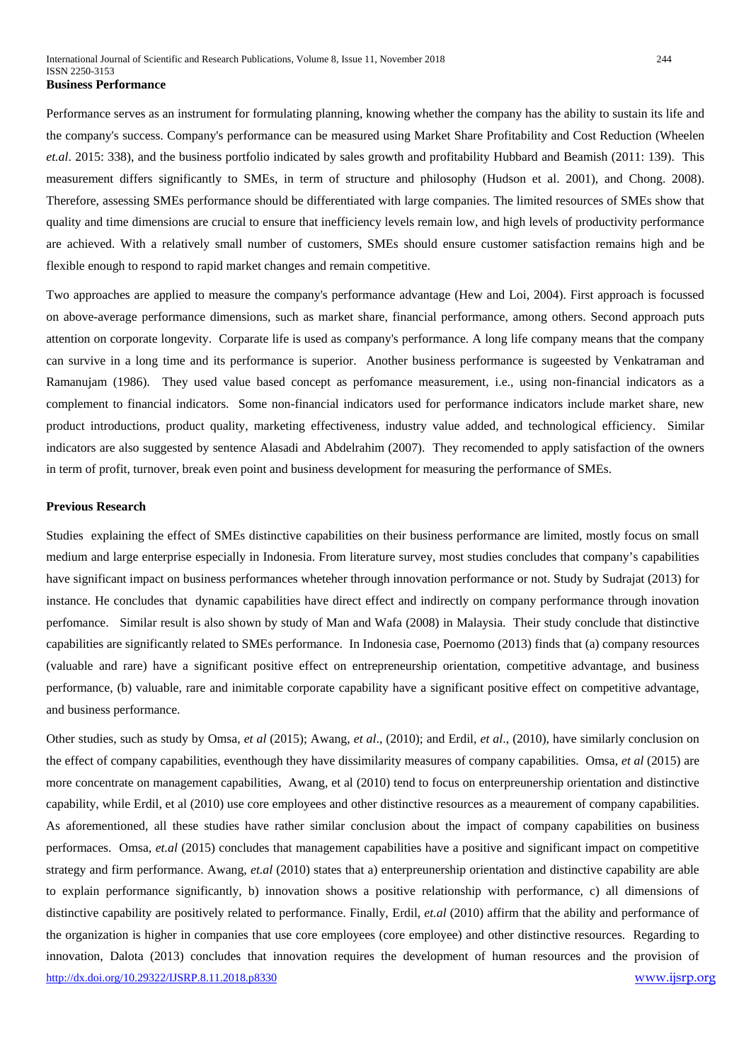**Business Performance**

Performance serves as an instrument for formulating planning, knowing whether the company has the ability to sustain its life and the company's success. Company's performance can be measured using Market Share Profitability and Cost Reduction (Wheelen *et.al*. 2015: 338), and the business portfolio indicated by sales growth and profitability Hubbard and Beamish (2011: 139). This measurement differs significantly to SMEs, in term of structure and philosophy (Hudson et al. 2001), and Chong. 2008). Therefore, assessing SMEs performance should be differentiated with large companies. The limited resources of SMEs show that quality and time dimensions are crucial to ensure that inefficiency levels remain low, and high levels of productivity performance are achieved. With a relatively small number of customers, SMEs should ensure customer satisfaction remains high and be flexible enough to respond to rapid market changes and remain competitive.

Two approaches are applied to measure the company's performance advantage (Hew and Loi, 2004). First approach is focussed on above-average performance dimensions, such as market share, financial performance, among others. Second approach puts attention on corporate longevity. Corparate life is used as company's performance. A long life company means that the company can survive in a long time and its performance is superior. Another business performance is sugeested by Venkatraman and Ramanujam (1986). They used value based concept as perfomance measurement, i.e., using non-financial indicators as a complement to financial indicators. Some non-financial indicators used for performance indicators include market share, new product introductions, product quality, marketing effectiveness, industry value added, and technological efficiency. Similar indicators are also suggested by sentence Alasadi and Abdelrahim (2007). They recomended to apply satisfaction of the owners in term of profit, turnover, break even point and business development for measuring the performance of SMEs.

**Previous Research**

Studies explaining the effect of SMEs distinctive capabilities on their business performance are limited, mostly focus on small medium and large enterprise especially in Indonesia. From literature survey, most studies concludes that company's capabilities have significant impact on business performances wheteher through innovation performance or not. Study by Sudrajat (2013) for instance. He concludes that dynamic capabilities have direct effect and indirectly on company performance through inovation perfomance. Similar result is also shown by study of Man and Wafa (2008) in Malaysia. Their study conclude that distinctive capabilities are significantly related to SMEs performance. In Indonesia case, Poernomo (2013) finds that (a) company resources (valuable and rare) have a significant positive effect on entrepreneurship orientation, competitive advantage, and business performance, (b) valuable, rare and inimitable corporate capability have a significant positive effect on competitive advantage, and business performance.

Other studies, such as study by Omsa, *et al* (2015); Awang, *et al*., (2010); and Erdil, *et al*., (2010), have similarly conclusion on the effect of company capabilities, eventhough they have dissimilarity measures of company capabilities. Omsa, *et al* (2015) are more concentrate on management capabilities, Awang, et al (2010) tend to focus on enterpreunership orientation and distinctive capability, while Erdil, et al (2010) use core employees and other distinctive resources as a meaurement of company capabilities. As aforementioned, all these studies have rather similar conclusion about the impact of company capabilities on business performaces. Omsa, *et.al* (2015) concludes that management capabilities have a positive and significant impact on competitive strategy and firm performance. Awang, *et.al* (2010) states that a) enterpreunership orientation and distinctive capability are able to explain performance significantly, b) innovation shows a positive relationship with performance, c) all dimensions of distinctive capability are positively related to performance. Finally, Erdil, *et.al* (2010) affirm that the ability and performance of the organization is higher in companies that use core employees (core employee) and other distinctive resources. Regarding to innovation, Dalota (2013) concludes that innovation requires the development of human resources and the provision of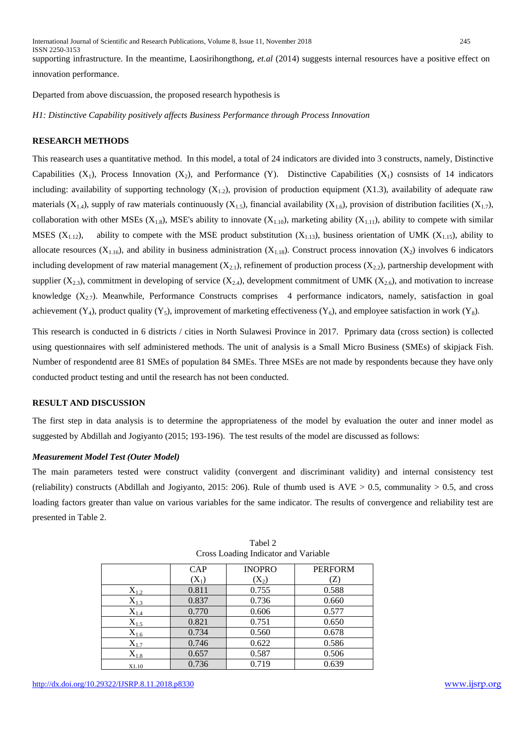supporting infrastructure. In the meantime, Laosirihongthong, *et.al* (2014) suggests internal resources have a positive effect on innovation performance.

Departed from above discuassion, the proposed research hypothesis is

*H1: Distinctive Capability positively affects Business Performance through Process Innovation*

## RESEARCH METHODS

This reasearch uses a quantitative method. In this model, a total of 24 indicators are divided into 3 constructs, namely, Distinctive Capabilities ($X_1$), Process Innovation ($X_2$), and Performance (Y). Distinctive Capabilities ($X_1$) cosnsists of 14 indicators including: availability of supporting technology ($X_{1.2}$), provision of production equipment (X1.3), availability of adequate raw materials ($X_{1.4}$), supply of raw materials continuously ($X_{1.5}$), financial availability ($X_{1.6}$), provision of distribution facilities ($X_{1.7}$), collaboration with other MSEs ($X_{1.8}$), MSE's ability to innovate ($X_{1.10}$), marketing ability ($X_{1.11}$), ability to compete with similar MSES ($X_{1.12}$), ability to compete with the MSE product substitution ($X_{1.13}$), business orientation of UMK ($X_{1.15}$), ability to allocate resources ($X_{1.16}$), and ability in business administration ($X_{1.18}$). Construct process innovation ($X_2$) involves 6 indicators including development of raw material management ($X_{2.1}$), refinement of production process ($X_{2.2}$), partnership development with supplier ($X_{2.3}$), commitment in developing of service ($X_{2.4}$), development commitment of UMK ($X_{2.6}$), and motivation to increase knowledge ($X_{2.7}$). Meanwhile, Performance Constructs comprises 4 performance indicators, namely, satisfaction in goal achievement ($Y_4$), product quality ($Y_5$), improvement of marketing effectiveness ($Y_6$), and employee satisfaction in work ($Y_8$).

This research is conducted in 6 districts / cities in North Sulawesi Province in 2017. Pprimary data (cross section) is collected using questionnaires with self administered methods. The unit of analysis is a Small Micro Business (SMEs) of skipjack Fish. Number of respondentd aree 81 SMEs of population 84 SMEs. Three MSEs are not made by respondents because they have only conducted product testing and until the research has not been conducted.

## RESULT AND DISCUSSION

The first step in data analysis is to determine the appropriateness of the model by evaluation the outer and inner model as suggested by Abdillah and Jogiyanto (2015; 193-196). The test results of the model are discussed as follows:

### *Measurement Model Test (Outer Model)*

The main parameters tested were construct validity (convergent and discriminant validity) and internal consistency test (reliability) constructs (Abdillah and Jogiyanto, 2015: 206). Rule of thumb used is AVE > 0.5, communality > 0.5, and cross loading factors greater than value on various variables for the same indicator. The results of convergence and reliability test are presented in Table 2.

Tabel 2
Cross Loading Indicator and Variable

| | CAP ($X_1$) | INOPRO ($X_2$) | PERFORM (Z) |
|---|---|---|---|
| $X_{1.2}$ | 0.811 | 0.755 | 0.588 |
| $X_{1.3}$ | 0.837 | 0.736 | 0.660 |
| $X_{1.4}$ | 0.770 | 0.606 | 0.577 |
| $X_{1.5}$ | 0.821 | 0.751 | 0.650 |
| $X_{1.6}$ | 0.734 | 0.560 | 0.678 |
| $X_{1.7}$ | 0.746 | 0.622 | 0.586 |
| $X_{1.8}$ | 0.657 | 0.587 | 0.506 |
| X1.10 | 0.736 | 0.719 | 0.639 |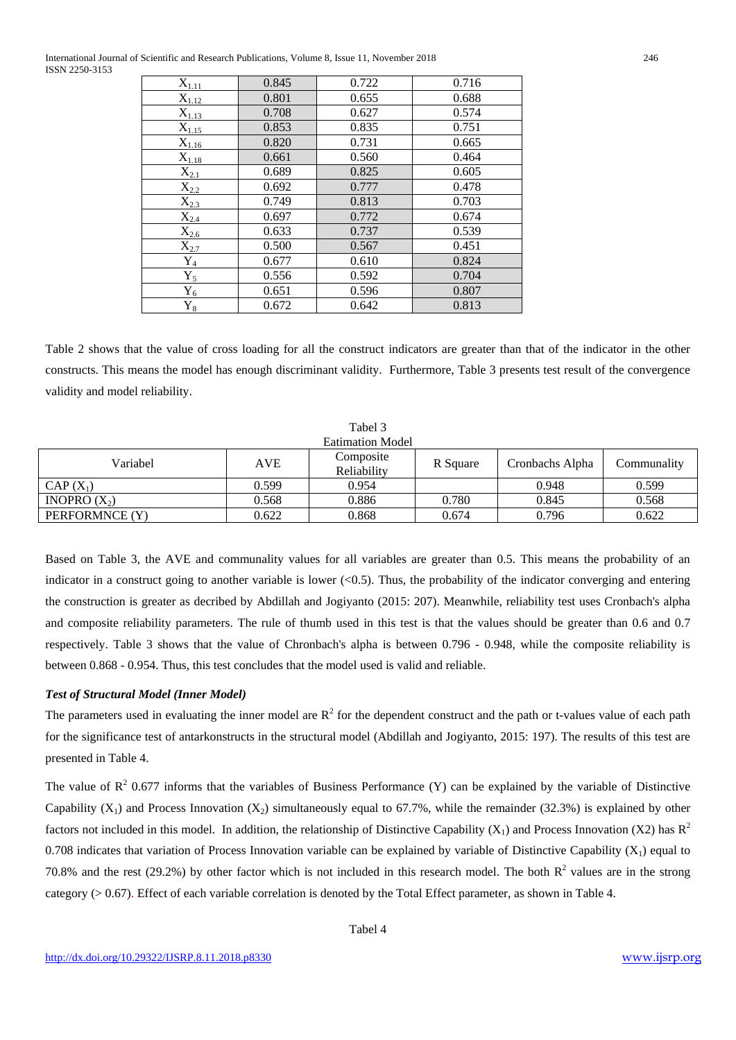| | | | |
|---|---|---|---|
| $X_{1.11}$ | 0.845 | 0.722 | 0.716 |
| $X_{1.12}$ | 0.801 | 0.655 | 0.688 |
| $X_{1.13}$ | 0.708 | 0.627 | 0.574 |
| $X_{1.15}$ | 0.853 | 0.835 | 0.751 |
| $X_{1.16}$ | 0.820 | 0.731 | 0.665 |
| $X_{1.18}$ | 0.661 | 0.560 | 0.464 |
| $X_{2.1}$ | 0.689 | 0.825 | 0.605 |
| $X_{2.2}$ | 0.692 | 0.777 | 0.478 |
| $X_{2.3}$ | 0.749 | 0.813 | 0.703 |
| $X_{2.4}$ | 0.697 | 0.772 | 0.674 |
| $X_{2.6}$ | 0.633 | 0.737 | 0.539 |
| $X_{2.7}$ | 0.500 | 0.567 | 0.451 |
| $Y_4$ | 0.677 | 0.610 | 0.824 |
| $Y_5$ | 0.556 | 0.592 | 0.704 |
| $Y_6$ | 0.651 | 0.596 | 0.807 |
| $Y_8$ | 0.672 | 0.642 | 0.813 |

Table 2 shows that the value of cross loading for all the construct indicators are greater than that of the indicator in the other constructs. This means the model has enough discriminant validity. Furthermore, Table 3 presents test result of the convergence validity and model reliability.

Tabel 3
Eatimation Model

| Variabel | AVE | Composite Reliability | R Square | Cronbachs Alpha | Communality |
|---|---|---|---|---|---|
| CAP ($X_1$) | 0.599 | 0.954 | | 0.948 | 0.599 |
| INOPRO ($X_2$) | 0.568 | 0.886 | 0.780 | 0.845 | 0.568 |
| PERFORMNCE (Y) | 0.622 | 0.868 | 0.674 | 0.796 | 0.622 |

Based on Table 3, the AVE and communality values for all variables are greater than 0.5. This means the probability of an indicator in a construct going to another variable is lower (<0.5). Thus, the probability of the indicator converging and entering the construction is greater as decribed by Abdillah and Jogiyanto (2015: 207). Meanwhile, reliability test uses Cronbach's alpha and composite reliability parameters. The rule of thumb used in this test is that the values should be greater than 0.6 and 0.7 respectively. Table 3 shows that the value of Chronbach's alpha is between 0.796 - 0.948, while the composite reliability is between 0.868 - 0.954. Thus, this test concludes that the model used is valid and reliable.

***Test of Structural Model (Inner Model)***

The parameters used in evaluating the inner model are $R^2$ for the dependent construct and the path or t-values value of each path for the significance test of antarkonstructs in the structural model (Abdillah and Jogiyanto, 2015: 197). The results of this test are presented in Table 4.

The value of $R^2$ 0.677 informs that the variables of Business Performance (Y) can be explained by the variable of Distinctive Capability ($X_1$) and Process Innovation ($X_2$) simultaneously equal to 67.7%, while the remainder (32.3%) is explained by other factors not included in this model. In addition, the relationship of Distinctive Capability ($X_1$) and Process Innovation (X2) has $R^2$ 0.708 indicates that variation of Process Innovation variable can be explained by variable of Distinctive Capability ($X_1$) equal to 70.8% and the rest (29.2%) by other factor which is not included in this research model. The both $R^2$ values are in the strong category (> 0.67). Effect of each variable correlation is denoted by the Total Effect parameter, as shown in Table 4.

Tabel 4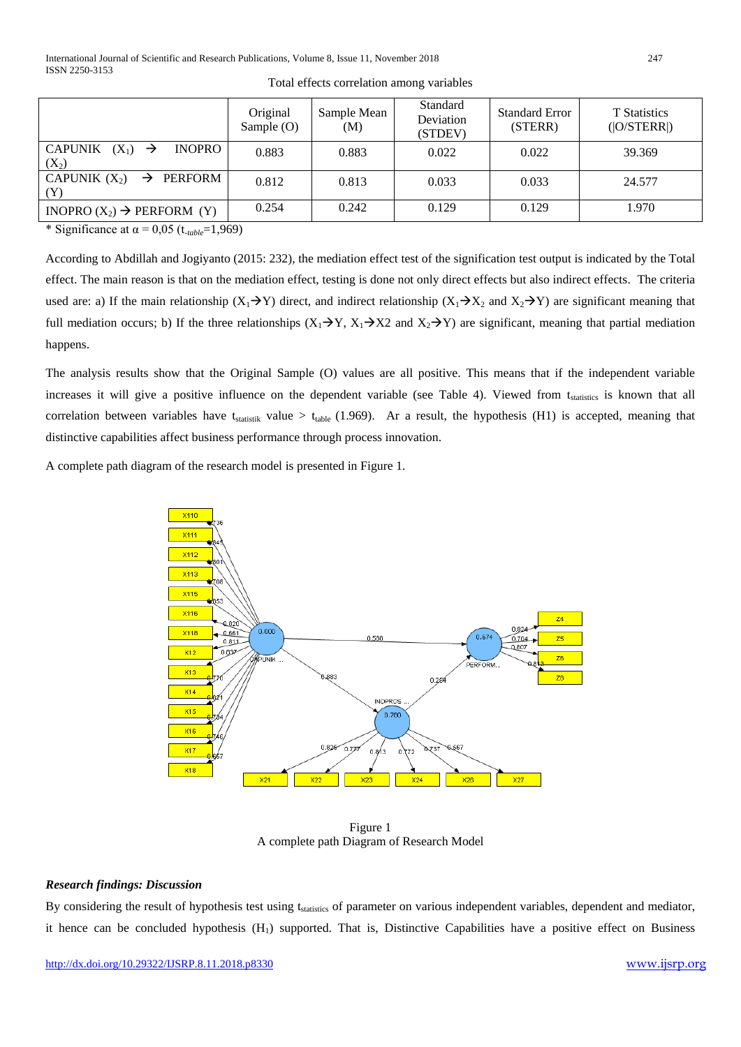Total effects correlation among variables

| | Original Sample (O) | Sample Mean (M) | Standard Deviation (STDEV) | Standard Error (STERR) | T Statistics (\|O/STERR\|) |
|---|---|---|---|---|---|
| CAPUNIK ($X_1$) → INOPRO ($X_2$) | 0.883 | 0.883 | 0.022 | 0.022 | 39.369 |
| CAPUNIK ($X_2$) → PERFORM (Y) | 0.812 | 0.813 | 0.033 | 0.033 | 24.577 |
| INOPRO ($X_2$) → PERFORM (Y) | 0.254 | 0.242 | 0.129 | 0.129 | 1.970 |

* Significance at $\alpha$ = 0,05 ($t_{-table}$=1,969)

According to Abdillah and Jogiyanto (2015: 232), the mediation effect test of the signification test output is indicated by the Total effect. The main reason is that on the mediation effect, testing is done not only direct effects but also indirect effects. The criteria used are: a) If the main relationship ($X_1$→Y) direct, and indirect relationship ($X_1$→$X_2$ and $X_2$→Y) are significant meaning that full mediation occurs; b) If the three relationships ($X_1$→Y, $X_1$→X2 and $X_2$→Y) are significant, meaning that partial mediation happens.

The analysis results show that the Original Sample (O) values are all positive. This means that if the independent variable increases it will give a positive influence on the dependent variable (see Table 4). Viewed from $t_{statistics}$ is known that all correlation between variables have $t_{statistik}$ value > $t_{table}$ (1.969). Ar a result, the hypothesis (H1) is accepted, meaning that distinctive capabilities affect business performance through process innovation.

A complete path diagram of the research model is presented in Figure 1.

Figure 1
A complete path Diagram of Research Model

### *Research findings: Discussion*

By considering the result of hypothesis test using $t_{statistics}$ of parameter on various independent variables, dependent and mediator, it hence can be concluded hypothesis ($H_1$) supported. That is, Distinctive Capabilities have a positive effect on Business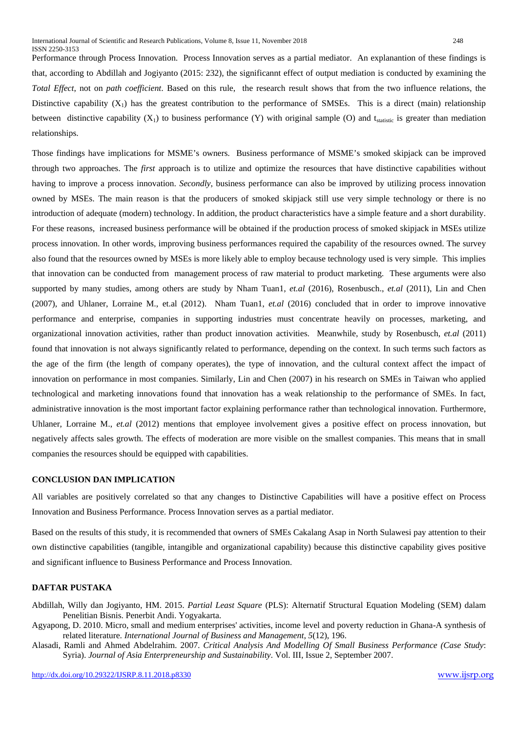Performance through Process Innovation. Process Innovation serves as a partial mediator. An explanantion of these findings is that, according to Abdillah and Jogiyanto (2015: 232), the significannt effect of output mediation is conducted by examining the *Total Effect*, not on *path coefficient*. Based on this rule, the research result shows that from the two influence relations, the Distinctive capability ($X_1$) has the greatest contribution to the performance of SMSEs. This is a direct (main) relationship between distinctive capability ($X_1$) to business performance (Y) with original sample (O) and $t_{statistic}$ is greater than mediation relationships.

Those findings have implications for MSME's owners. Business performance of MSME's smoked skipjack can be improved through two approaches. The *first* approach is to utilize and optimize the resources that have distinctive capabilities without having to improve a process innovation. *Secondly*, business performance can also be improved by utilizing process innovation owned by MSEs. The main reason is that the producers of smoked skipjack still use very simple technology or there is no introduction of adequate (modern) technology. In addition, the product characteristics have a simple feature and a short durability. For these reasons, increased business performance will be obtained if the production process of smoked skipjack in MSEs utilize process innovation. In other words, improving business performances required the capability of the resources owned. The survey also found that the resources owned by MSEs is more likely able to employ because technology used is very simple. This implies that innovation can be conducted from management process of raw material to product marketing. These arguments were also supported by many studies, among others are study by Nham Tuan1, *et.al* (2016), Rosenbusch., *et.al* (2011), Lin and Chen (2007), and Uhlaner, Lorraine M., et.al (2012). Nham Tuan1, *et.al* (2016) concluded that in order to improve innovative performance and enterprise, companies in supporting industries must concentrate heavily on processes, marketing, and organizational innovation activities, rather than product innovation activities. Meanwhile, study by Rosenbusch, *et.al* (2011) found that innovation is not always significantly related to performance, depending on the context. In such terms such factors as the age of the firm (the length of company operates), the type of innovation, and the cultural context affect the impact of innovation on performance in most companies. Similarly, Lin and Chen (2007) in his research on SMEs in Taiwan who applied technological and marketing innovations found that innovation has a weak relationship to the performance of SMEs. In fact, administrative innovation is the most important factor explaining performance rather than technological innovation. Furthermore, Uhlaner, Lorraine M., *et.al* (2012) mentions that employee involvement gives a positive effect on process innovation, but negatively affects sales growth. The effects of moderation are more visible on the smallest companies. This means that in small companies the resources should be equipped with capabilities.

## CONCLUSION DAN IMPLICATION

All variables are positively correlated so that any changes to Distinctive Capabilities will have a positive effect on Process Innovation and Business Performance. Process Innovation serves as a partial mediator.

Based on the results of this study, it is recommended that owners of SMEs Cakalang Asap in North Sulawesi pay attention to their own distinctive capabilities (tangible, intangible and organizational capability) because this distinctive capability gives positive and significant influence to Business Performance and Process Innovation.

## DAFTAR PUSTAKA

Abdillah, Willy dan Jogiyanto, HM. 2015. *Partial Least Square* (PLS): Alternatif Structural Equation Modeling (SEM) dalam Penelitian Bisnis. Penerbit Andi. Yogyakarta.

Agyapong, D. 2010. Micro, small and medium enterprises' activities, income level and poverty reduction in Ghana-A synthesis of related literature. *International Journal of Business and Management*, *5*(12), 196.

Alasadi, Ramli and Ahmed Abdelrahim. 2007. *Critical Analysis And Modelling Of Small Business Performance (Case Study*: Syria). *Journal of Asia Entrepreneurship and Sustainability*. Vol. III, Issue 2, September 2007.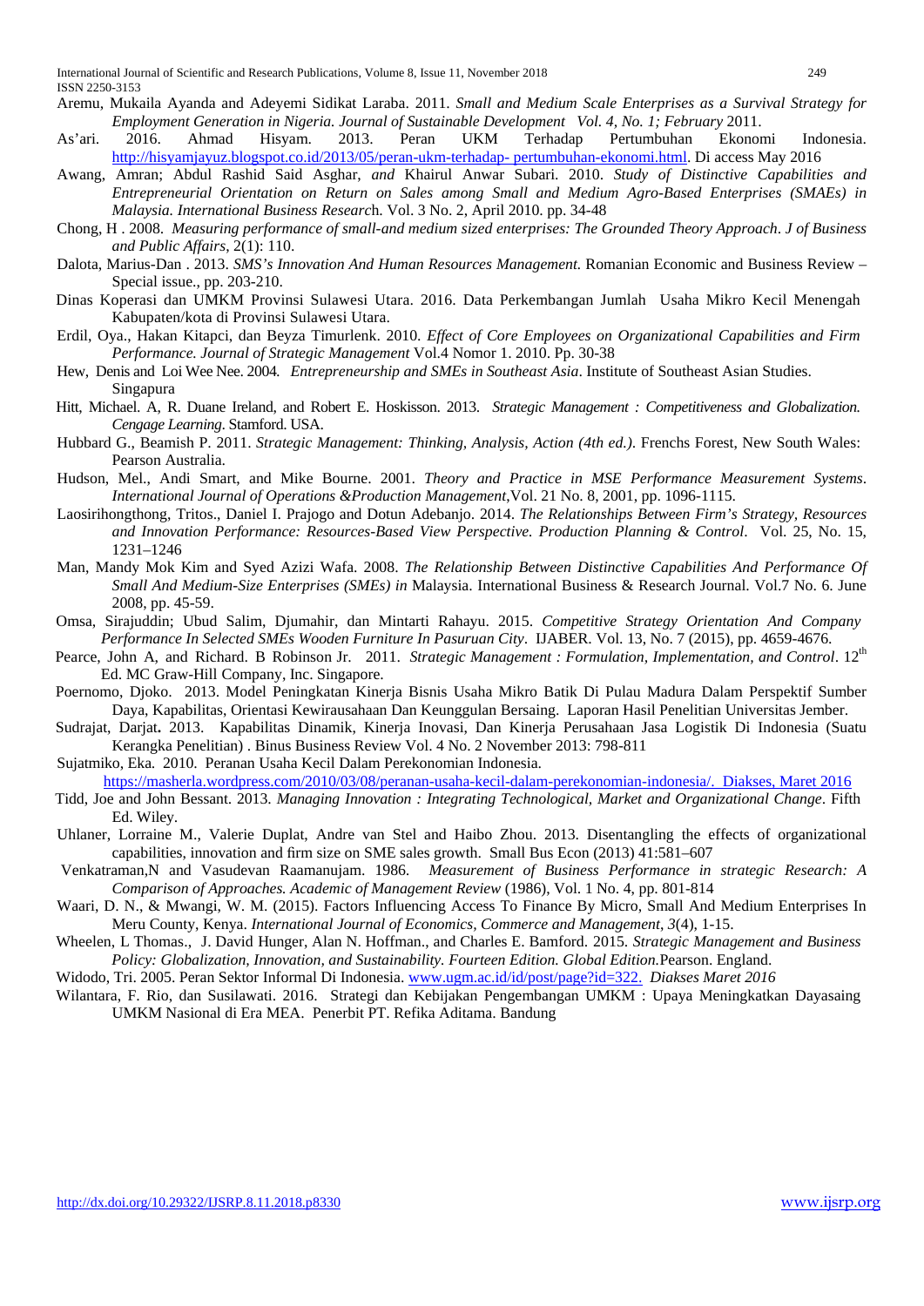Aremu, Mukaila Ayanda and Adeyemi Sidikat Laraba. 2011. *Small and Medium Scale Enterprises as a Survival Strategy for Employment Generation in Nigeria. Journal of Sustainable Development Vol. 4, No. 1; February* 2011.

As'ari. 2016. Ahmad Hisyam. 2013. Peran UKM Terhadap Pertumbuhan Ekonomi Indonesia. http://hisyamjayuz.blogspot.co.id/2013/05/peran-ukm-terhadap- pertumbuhan-ekonomi.html. Di access May 2016

Awang, Amran; Abdul Rashid Said Asghar, *and* Khairul Anwar Subari. 2010. *Study of Distinctive Capabilities and Entrepreneurial Orientation on Return on Sales among Small and Medium Agro-Based Enterprises (SMAEs) in Malaysia. International Business Researc*h. Vol. 3 No. 2, April 2010. pp. 34-48

Chong, H . 2008. *Measuring performance of small-and medium sized enterprises: The Grounded Theory Approach*. *J of Business and Public Affairs*, 2(1): 110.

Dalota, Marius-Dan . 2013. *SMS's Innovation And Human Resources Management.* Romanian Economic and Business Review – Special issue., pp. 203-210.

Dinas Koperasi dan UMKM Provinsi Sulawesi Utara. 2016. Data Perkembangan Jumlah Usaha Mikro Kecil Menengah Kabupaten/kota di Provinsi Sulawesi Utara.

Erdil, Oya., Hakan Kitapci, dan Beyza Timurlenk. 2010. *Effect of Core Employees on Organizational Capabilities and Firm Performance. Journal of Strategic Management* Vol.4 Nomor 1. 2010. Pp. 30-38

Hew, Denis and Loi Wee Nee. 2004*. Entrepreneurship and SMEs in Southeast Asia*. Institute of Southeast Asian Studies. Singapura

Hitt, Michael. A, R. Duane Ireland, and Robert E. Hoskisson. 2013. *Strategic Management : Competitiveness and Globalization. Cengage Learning*. Stamford. USA.

Hubbard G., Beamish P. 2011. *Strategic Management: Thinking, Analysis, Action (4th ed.)*. Frenchs Forest, New South Wales: Pearson Australia.

Hudson, Mel., Andi Smart, and Mike Bourne. 2001. *Theory and Practice in MSE Performance Measurement Systems*. *International Journal of Operations &Production Management*,Vol. 21 No. 8, 2001, pp. 1096-1115.

Laosirihongthong, Tritos., Daniel I. Prajogo and Dotun Adebanjo. 2014. *The Relationships Between Firm's Strategy, Resources and Innovation Performance: Resources-Based View Perspective. Production Planning & Control*. Vol. 25, No. 15, 1231–1246

Man, Mandy Mok Kim and Syed Azizi Wafa. 2008. *The Relationship Between Distinctive Capabilities And Performance Of Small And Medium-Size Enterprises (SMEs) in* Malaysia. International Business & Research Journal. Vol.7 No. 6. June 2008, pp. 45-59.

Omsa, Sirajuddin; Ubud Salim, Djumahir, dan Mintarti Rahayu. 2015. *Competitive Strategy Orientation And Company Performance In Selected SMEs Wooden Furniture In Pasuruan City*. IJABER. Vol. 13, No. 7 (2015), pp. 4659-4676.

Pearce, John A, and Richard. B Robinson Jr. 2011. *Strategic Management : Formulation, Implementation, and Control*. 12th Ed. MC Graw-Hill Company, Inc. Singapore.

Poernomo, Djoko. 2013. Model Peningkatan Kinerja Bisnis Usaha Mikro Batik Di Pulau Madura Dalam Perspektif Sumber Daya, Kapabilitas, Orientasi Kewirausahaan Dan Keunggulan Bersaing. Laporan Hasil Penelitian Universitas Jember.

Sudrajat, Darjat**.** 2013. Kapabilitas Dinamik, Kinerja Inovasi, Dan Kinerja Perusahaan Jasa Logistik Di Indonesia (Suatu Kerangka Penelitian) . Binus Business Review Vol. 4 No. 2 November 2013: 798-811

Sujatmiko, Eka. 2010. Peranan Usaha Kecil Dalam Perekonomian Indonesia. https://masherla.wordpress.com/2010/03/08/peranan-usaha-kecil-dalam-perekonomian-indonesia/. Diakses, Maret 2016

Tidd, Joe and John Bessant. 2013. *Managing Innovation : Integrating Technological, Market and Organizational Change*. Fifth Ed. Wiley.

Uhlaner, Lorraine M., Valerie Duplat, Andre van Stel and Haibo Zhou. 2013. Disentangling the effects of organizational capabilities, innovation and firm size on SME sales growth. Small Bus Econ (2013) 41:581–607

Venkatraman,N and Vasudevan Raamanujam. 1986. *Measurement of Business Performance in strategic Research: A Comparison of Approaches. Academic of Management Review* (1986), Vol. 1 No. 4, pp. 801-814

Waari, D. N., & Mwangi, W. M. (2015). Factors Influencing Access To Finance By Micro, Small And Medium Enterprises In Meru County, Kenya. *International Journal of Economics, Commerce and Management*, *3*(4), 1-15.

Wheelen, L Thomas., J. David Hunger, Alan N. Hoffman., and Charles E. Bamford. 2015. *Strategic Management and Business Policy: Globalization, Innovation, and Sustainability. Fourteen Edition. Global Edition.*Pearson. England.

Widodo, Tri. 2005. Peran Sektor Informal Di Indonesia. www.ugm.ac.id/id/post/page?id=322. *Diakses Maret 2016*

Wilantara, F. Rio, dan Susilawati. 2016. Strategi dan Kebijakan Pengembangan UMKM : Upaya Meningkatkan Dayasaing UMKM Nasional di Era MEA. Penerbit PT. Refika Aditama. Bandung